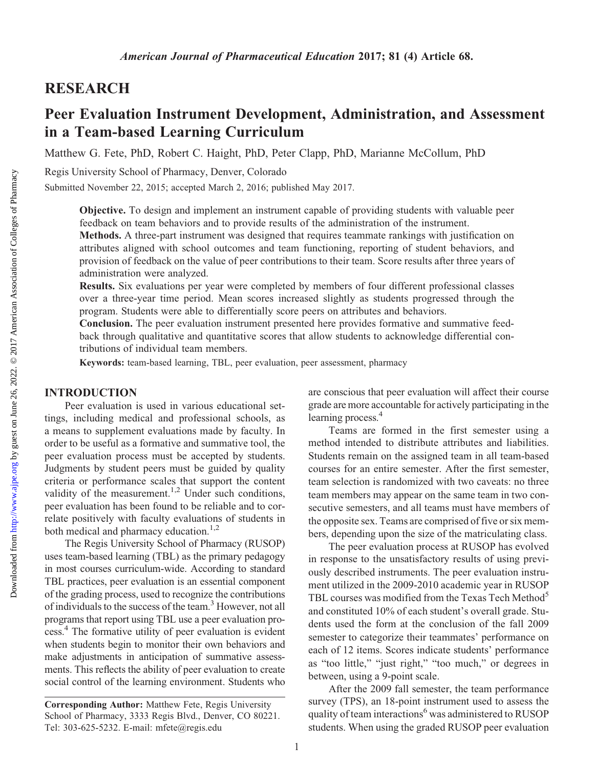## RESEARCH

# Peer Evaluation Instrument Development, Administration, and Assessment in a Team-based Learning Curriculum

Matthew G. Fete, PhD, Robert C. Haight, PhD, Peter Clapp, PhD, Marianne McCollum, PhD

Regis University School of Pharmacy, Denver, Colorado

Submitted November 22, 2015; accepted March 2, 2016; published May 2017.

**Objective.** To design and implement an instrument capable of providing students with valuable peer feedback on team behaviors and to provide results of the administration of the instrument.

**Methods.** A three-part instrument was designed that requires teammate rankings with justification on attributes aligned with school outcomes and team functioning, reporting of student behaviors, and provision of feedback on the value of peer contributions to their team. Score results after three years of administration were analyzed.

**Results.** Six evaluations per year were completed by members of four different professional classes over a three-year time period. Mean scores increased slightly as students progressed through the program. Students were able to differentially score peers on attributes and behaviors.

**Conclusion.** The peer evaluation instrument presented here provides formative and summative feedback through qualitative and quantitative scores that allow students to acknowledge differential contributions of individual team members.

**Keywords:** team-based learning, TBL, peer evaluation, peer assessment, pharmacy

## INTRODUCTION

Peer evaluation is used in various educational settings, including medical and professional schools, as a means to supplement evaluations made by faculty. In order to be useful as a formative and summative tool, the peer evaluation process must be accepted by students. Judgments by student peers must be guided by quality criteria or performance scales that support the content validity of the measurement.[1,2] Under such conditions, peer evaluation has been found to be reliable and to correlate positively with faculty evaluations of students in both medical and pharmacy education.[1,2]

The Regis University School of Pharmacy (RUSOP) uses team-based learning (TBL) as the primary pedagogy in most courses curriculum-wide. According to standard TBL practices, peer evaluation is an essential component of the grading process, used to recognize the contributions of individuals to the success of the team.[3] However, not all programs that report using TBL use a peer evaluation process.[4] The formative utility of peer evaluation is evident when students begin to monitor their own behaviors and make adjustments in anticipation of summative assessments. This reflects the ability of peer evaluation to create social control of the learning environment. Students who are conscious that peer evaluation will affect their course grade are more accountable for actively participating in the learning process.[4]

Teams are formed in the first semester using a method intended to distribute attributes and liabilities. Students remain on the assigned team in all team-based courses for an entire semester. After the first semester, team selection is randomized with two caveats: no three team members may appear on the same team in two consecutive semesters, and all teams must have members of the opposite sex. Teams are comprised of five or six members, depending upon the size of the matriculating class.

The peer evaluation process at RUSOP has evolved in response to the unsatisfactory results of using previously described instruments. The peer evaluation instrument utilized in the 2009-2010 academic year in RUSOP TBL courses was modified from the Texas Tech Method[5] and constituted 10% of each student's overall grade. Students used the form at the conclusion of the fall 2009 semester to categorize their teammates' performance on each of 12 items. Scores indicate students' performance as "too little," "just right," "too much," or degrees in between, using a 9-point scale.

After the 2009 fall semester, the team performance survey (TPS), an 18-point instrument used to assess the quality of team interactions[6] was administered to RUSOP students. When using the graded RUSOP peer evaluation

---

**Corresponding Author:** Matthew Fete, Regis University School of Pharmacy, 3333 Regis Blvd., Denver, CO 80221. Tel: 303-625-5232. E-mail: mfete@regis.edu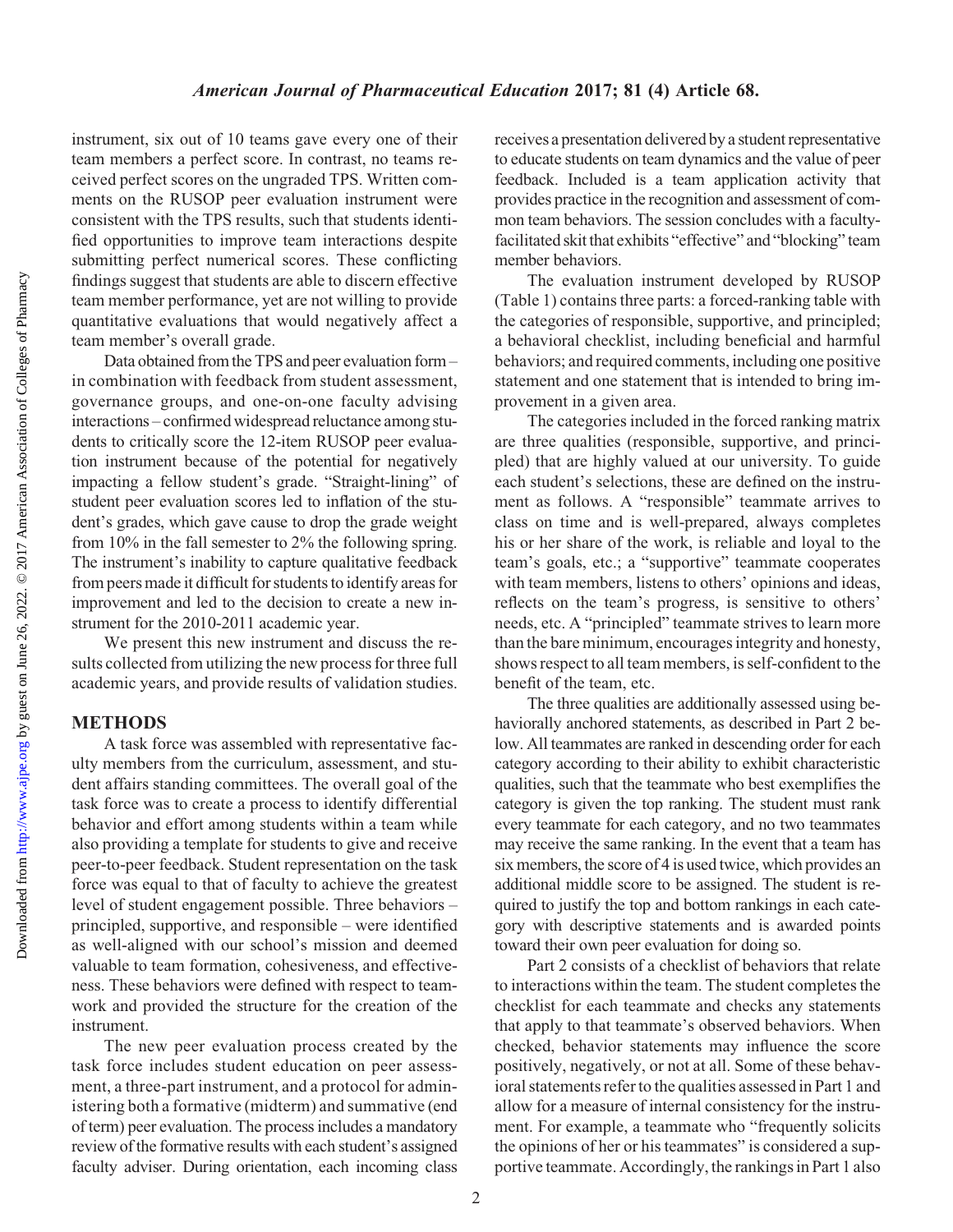instrument, six out of 10 teams gave every one of their team members a perfect score. In contrast, no teams received perfect scores on the ungraded TPS. Written comments on the RUSOP peer evaluation instrument were consistent with the TPS results, such that students identified opportunities to improve team interactions despite submitting perfect numerical scores. These conflicting findings suggest that students are able to discern effective team member performance, yet are not willing to provide quantitative evaluations that would negatively affect a team member's overall grade.

Data obtained from the TPS and peer evaluation form – in combination with feedback from student assessment, governance groups, and one-on-one faculty advising interactions – confirmed widespread reluctance among students to critically score the 12-item RUSOP peer evaluation instrument because of the potential for negatively impacting a fellow student's grade. "Straight-lining" of student peer evaluation scores led to inflation of the student's grades, which gave cause to drop the grade weight from 10% in the fall semester to 2% the following spring. The instrument's inability to capture qualitative feedback from peers made it difficult for students to identify areas for improvement and led to the decision to create a new instrument for the 2010-2011 academic year.

We present this new instrument and discuss the results collected from utilizing the new process for three full academic years, and provide results of validation studies.

## METHODS

A task force was assembled with representative faculty members from the curriculum, assessment, and student affairs standing committees. The overall goal of the task force was to create a process to identify differential behavior and effort among students within a team while also providing a template for students to give and receive peer-to-peer feedback. Student representation on the task force was equal to that of faculty to achieve the greatest level of student engagement possible. Three behaviors – principled, supportive, and responsible – were identified as well-aligned with our school's mission and deemed valuable to team formation, cohesiveness, and effectiveness. These behaviors were defined with respect to teamwork and provided the structure for the creation of the instrument.

The new peer evaluation process created by the task force includes student education on peer assessment, a three-part instrument, and a protocol for administering both a formative (midterm) and summative (end of term) peer evaluation. The process includes a mandatory review of the formative results with each student's assigned faculty adviser. During orientation, each incoming class receives a presentation delivered by a student representative to educate students on team dynamics and the value of peer feedback. Included is a team application activity that provides practice in the recognition and assessment of common team behaviors. The session concludes with a faculty-facilitated skit that exhibits "effective" and "blocking" team member behaviors.

The evaluation instrument developed by RUSOP (Table 1) contains three parts: a forced-ranking table with the categories of responsible, supportive, and principled; a behavioral checklist, including beneficial and harmful behaviors; and required comments, including one positive statement and one statement that is intended to bring improvement in a given area.

The categories included in the forced ranking matrix are three qualities (responsible, supportive, and principled) that are highly valued at our university. To guide each student's selections, these are defined on the instrument as follows. A "responsible" teammate arrives to class on time and is well-prepared, always completes his or her share of the work, is reliable and loyal to the team's goals, etc.; a "supportive" teammate cooperates with team members, listens to others' opinions and ideas, reflects on the team's progress, is sensitive to others' needs, etc. A "principled" teammate strives to learn more than the bare minimum, encourages integrity and honesty, shows respect to all team members, is self-confident to the benefit of the team, etc.

The three qualities are additionally assessed using behaviorally anchored statements, as described in Part 2 below. All teammates are ranked in descending order for each category according to their ability to exhibit characteristic qualities, such that the teammate who best exemplifies the category is given the top ranking. The student must rank every teammate for each category, and no two teammates may receive the same ranking. In the event that a team has six members, the score of 4 is used twice, which provides an additional middle score to be assigned. The student is required to justify the top and bottom rankings in each category with descriptive statements and is awarded points toward their own peer evaluation for doing so.

Part 2 consists of a checklist of behaviors that relate to interactions within the team. The student completes the checklist for each teammate and checks any statements that apply to that teammate's observed behaviors. When checked, behavior statements may influence the score positively, negatively, or not at all. Some of these behavioral statements refer to the qualities assessed in Part 1 and allow for a measure of internal consistency for the instrument. For example, a teammate who "frequently solicits the opinions of her or his teammates" is considered a supportive teammate. Accordingly, the rankings in Part 1 also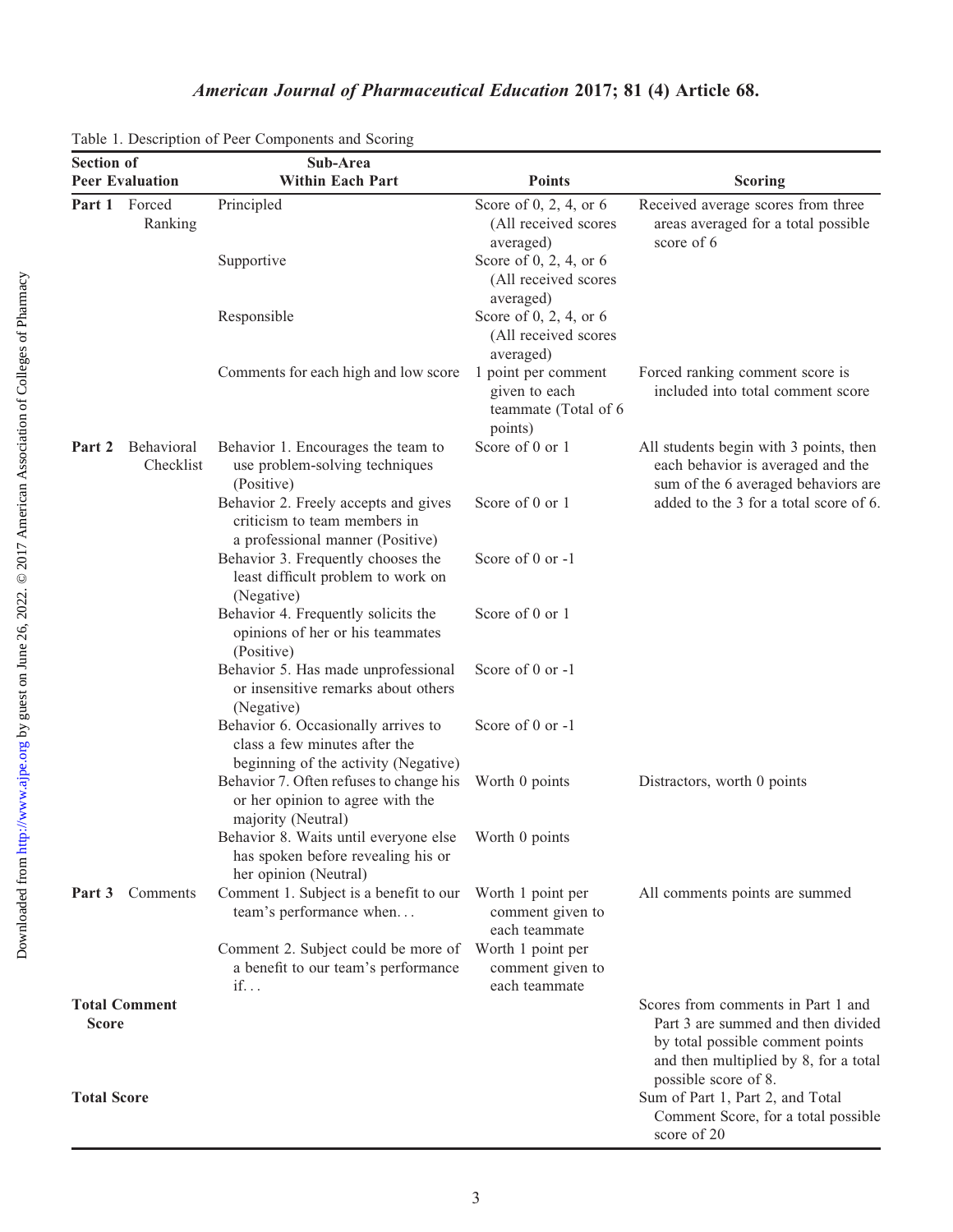Table 1. Description of Peer Components and Scoring

| Section of Peer Evaluation | | Sub-Area Within Each Part | Points | Scoring |
|---|---|---|---|---|
| Part 1 | Forced Ranking | Principled | Score of 0, 2, 4, or 6 (All received scores averaged) | Received average scores from three areas averaged for a total possible score of 6 |
| | | Supportive | Score of 0, 2, 4, or 6 (All received scores averaged) | |
| | | Responsible | Score of 0, 2, 4, or 6 (All received scores averaged) | |
| | | Comments for each high and low score | 1 point per comment given to each teammate (Total of 6 points) | Forced ranking comment score is included into total comment score |
| Part 2 | Behavioral Checklist | Behavior 1. Encourages the team to use problem-solving techniques (Positive) | Score of 0 or 1 | All students begin with 3 points, then each behavior is averaged and the sum of the 6 averaged behaviors are added to the 3 for a total score of 6. |
| | | Behavior 2. Freely accepts and gives criticism to team members in a professional manner (Positive) | Score of 0 or 1 | |
| | | Behavior 3. Frequently chooses the least difficult problem to work on (Negative) | Score of 0 or -1 | |
| | | Behavior 4. Frequently solicits the opinions of her or his teammates (Positive) | Score of 0 or 1 | |
| | | Behavior 5. Has made unprofessional or insensitive remarks about others (Negative) | Score of 0 or -1 | |
| | | Behavior 6. Occasionally arrives to class a few minutes after the beginning of the activity (Negative) | Score of 0 or -1 | |
| | | Behavior 7. Often refuses to change his or her opinion to agree with the majority (Neutral) | Worth 0 points | Distractors, worth 0 points |
| | | Behavior 8. Waits until everyone else has spoken before revealing his or her opinion (Neutral) | Worth 0 points | |
| Part 3 | Comments | Comment 1. Subject is a benefit to our team's performance when... | Worth 1 point per comment given to each teammate | All comments points are summed |
| | | Comment 2. Subject could be more of a benefit to our team's performance if... | Worth 1 point per comment given to each teammate | |
| Total Comment Score | | | | Scores from comments in Part 1 and Part 3 are summed and then divided by total possible comment points and then multiplied by 8, for a total possible score of 8. |
| Total Score | | | | Sum of Part 1, Part 2, and Total Comment Score, for a total possible score of 20 |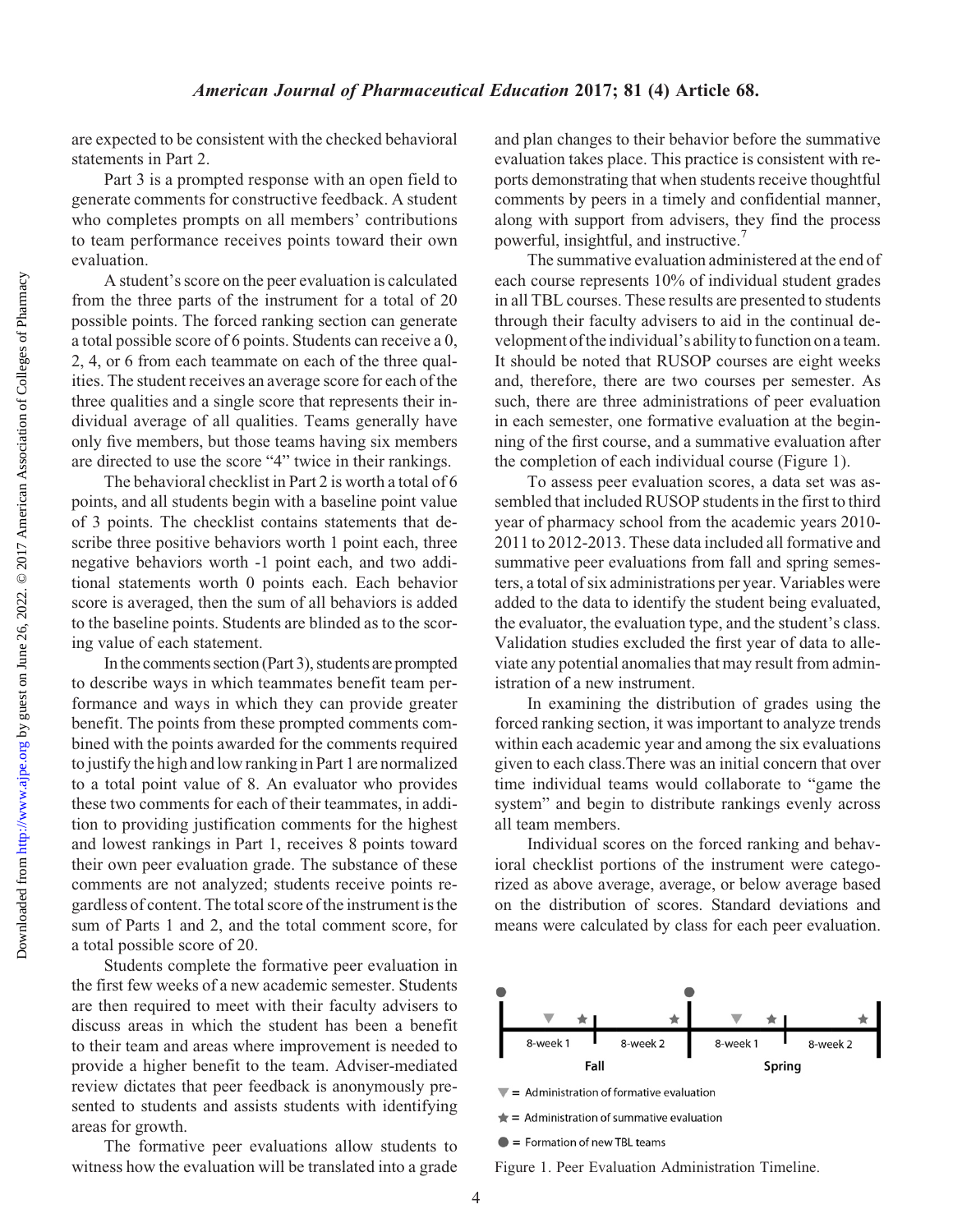are expected to be consistent with the checked behavioral statements in Part 2.

Part 3 is a prompted response with an open field to generate comments for constructive feedback. A student who completes prompts on all members' contributions to team performance receives points toward their own evaluation.

A student's score on the peer evaluation is calculated from the three parts of the instrument for a total of 20 possible points. The forced ranking section can generate a total possible score of 6 points. Students can receive a 0, 2, 4, or 6 from each teammate on each of the three qualities. The student receives an average score for each of the three qualities and a single score that represents their individual average of all qualities. Teams generally have only five members, but those teams having six members are directed to use the score "4" twice in their rankings.

The behavioral checklist in Part 2 is worth a total of 6 points, and all students begin with a baseline point value of 3 points. The checklist contains statements that describe three positive behaviors worth 1 point each, three negative behaviors worth -1 point each, and two additional statements worth 0 points each. Each behavior score is averaged, then the sum of all behaviors is added to the baseline points. Students are blinded as to the scoring value of each statement.

In the comments section (Part 3), students are prompted to describe ways in which teammates benefit team performance and ways in which they can provide greater benefit. The points from these prompted comments combined with the points awarded for the comments required to justify the high and low ranking in Part 1 are normalized to a total point value of 8. An evaluator who provides these two comments for each of their teammates, in addition to providing justification comments for the highest and lowest rankings in Part 1, receives 8 points toward their own peer evaluation grade. The substance of these comments are not analyzed; students receive points regardless of content. The total score of the instrument is the sum of Parts 1 and 2, and the total comment score, for a total possible score of 20.

Students complete the formative peer evaluation in the first few weeks of a new academic semester. Students are then required to meet with their faculty advisers to discuss areas in which the student has been a benefit to their team and areas where improvement is needed to provide a higher benefit to the team. Adviser-mediated review dictates that peer feedback is anonymously presented to students and assists students with identifying areas for growth.

The formative peer evaluations allow students to witness how the evaluation will be translated into a grade and plan changes to their behavior before the summative evaluation takes place. This practice is consistent with reports demonstrating that when students receive thoughtful comments by peers in a timely and confidential manner, along with support from advisers, they find the process powerful, insightful, and instructive.[7]

The summative evaluation administered at the end of each course represents 10% of individual student grades in all TBL courses. These results are presented to students through their faculty advisers to aid in the continual development of the individual's ability to function on a team. It should be noted that RUSOP courses are eight weeks and, therefore, there are two courses per semester. As such, there are three administrations of peer evaluation in each semester, one formative evaluation at the beginning of the first course, and a summative evaluation after the completion of each individual course (Figure 1).

To assess peer evaluation scores, a data set was assembled that included RUSOP students in the first to third year of pharmacy school from the academic years 2010-2011 to 2012-2013. These data included all formative and summative peer evaluations from fall and spring semesters, a total of six administrations per year. Variables were added to the data to identify the student being evaluated, the evaluator, the evaluation type, and the student's class. Validation studies excluded the first year of data to alleviate any potential anomalies that may result from administration of a new instrument.

In examining the distribution of grades using the forced ranking section, it was important to analyze trends within each academic year and among the six evaluations given to each class. There was an initial concern that over time individual teams would collaborate to "game the system" and begin to distribute rankings evenly across all team members.

Individual scores on the forced ranking and behavioral checklist portions of the instrument were categorized as above average, average, or below average based on the distribution of scores. Standard deviations and means were calculated by class for each peer evaluation.

8-week 1 | 8-week 2 | 8-week 1 | 8-week 2

Fall | Spring

▼ = Administration of formative evaluation

★ = Administration of summative evaluation

● = Formation of new TBL teams

Figure 1. Peer Evaluation Administration Timeline.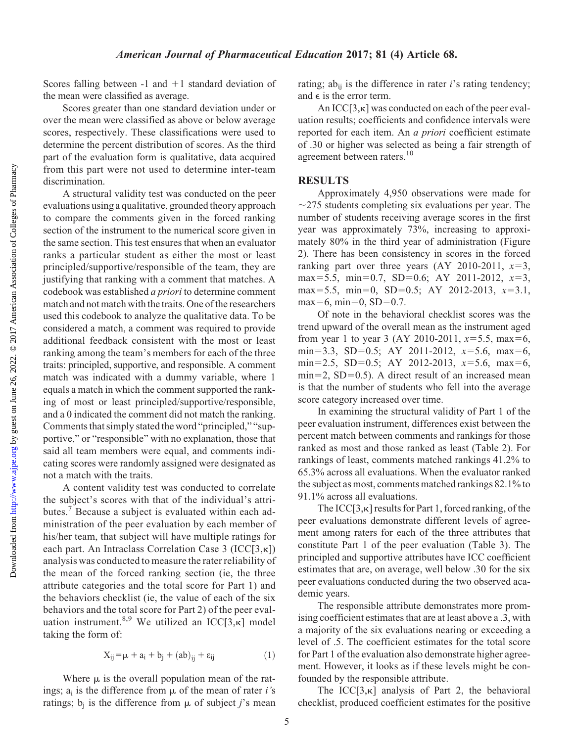Scores falling between -1 and +1 standard deviation of the mean were classified as average.

Scores greater than one standard deviation under or over the mean were classified as above or below average scores, respectively. These classifications were used to determine the percent distribution of scores. As the third part of the evaluation form is qualitative, data acquired from this part were not used to determine inter-team discrimination.

A structural validity test was conducted on the peer evaluations using a qualitative, grounded theory approach to compare the comments given in the forced ranking section of the instrument to the numerical score given in the same section. This test ensures that when an evaluator ranks a particular student as either the most or least principled/supportive/responsible of the team, they are justifying that ranking with a comment that matches. A codebook was established *a priori* to determine comment match and not match with the traits. One of the researchers used this codebook to analyze the qualitative data. To be considered a match, a comment was required to provide additional feedback consistent with the most or least ranking among the team's members for each of the three traits: principled, supportive, and responsible. A comment match was indicated with a dummy variable, where 1 equals a match in which the comment supported the ranking of most or least principled/supportive/responsible, and a 0 indicated the comment did not match the ranking. Comments that simply stated the word "principled," "supportive," or "responsible" with no explanation, those that said all team members were equal, and comments indicating scores were randomly assigned were designated as not a match with the traits.

A content validity test was conducted to correlate the subject's scores with that of the individual's attributes.[7] Because a subject is evaluated within each administration of the peer evaluation by each member of his/her team, that subject will have multiple ratings for each part. An Intraclass Correlation Case 3 (ICC[3,κ]) analysis was conducted to measure the rater reliability of the mean of the forced ranking section (ie, the three attribute categories and the total score for Part 1) and the behaviors checklist (ie, the value of each of the six behaviors and the total score for Part 2) of the peer evaluation instrument.[8,9] We utilized an ICC[3,κ] model taking the form of:

$$X_{ij} = \mu + a_i + b_j + (ab)_{ij} + \varepsilon_{ij} \tag{1}$$

Where $\mu$ is the overall population mean of the ratings; $a_i$ is the difference from $\mu$ of the mean of rater *i*'s ratings; $b_j$ is the difference from $\mu$ of subject *j*'s mean rating; $ab_{ij}$ is the difference in rater *i*'s rating tendency; and $\epsilon$ is the error term.

An ICC[3,κ] was conducted on each of the peer evaluation results; coefficients and confidence intervals were reported for each item. An *a priori* coefficient estimate of .30 or higher was selected as being a fair strength of agreement between raters.[10]

## RESULTS

Approximately 4,950 observations were made for ~275 students completing six evaluations per year. The number of students receiving average scores in the first year was approximately 73%, increasing to approximately 80% in the third year of administration (Figure 2). There has been consistency in scores in the forced ranking part over three years (AY 2010-2011, $x$=3, max=5.5, min=0.7, SD=0.6; AY 2011-2012, $x$=3, max=5.5, min=0, SD=0.5; AY 2012-2013, $x$=3.1, max=6, min=0, SD=0.7.

Of note in the behavioral checklist scores was the trend upward of the overall mean as the instrument aged from year 1 to year 3 (AY 2010-2011, $x$=5.5, max=6, min=3.3, SD=0.5; AY 2011-2012, $x$=5.6, max=6, min=2.5, SD=0.5; AY 2012-2013, $x$=5.6, max=6, min=2, SD=0.5). A direct result of an increased mean is that the number of students who fell into the average score category increased over time.

In examining the structural validity of Part 1 of the peer evaluation instrument, differences exist between the percent match between comments and rankings for those ranked as most and those ranked as least (Table 2). For rankings of least, comments matched rankings 41.2% to 65.3% across all evaluations. When the evaluator ranked the subject as most, comments matched rankings 82.1% to 91.1% across all evaluations.

The ICC[3,κ] results for Part 1, forced ranking, of the peer evaluations demonstrate different levels of agreement among raters for each of the three attributes that constitute Part 1 of the peer evaluation (Table 3). The principled and supportive attributes have ICC coefficient estimates that are, on average, well below .30 for the six peer evaluations conducted during the two observed academic years.

The responsible attribute demonstrates more promising coefficient estimates that are at least above a .3, with a majority of the six evaluations nearing or exceeding a level of .5. The coefficient estimates for the total score for Part 1 of the evaluation also demonstrate higher agreement. However, it looks as if these levels might be confounded by the responsible attribute.

The ICC[3,κ] analysis of Part 2, the behavioral checklist, produced coefficient estimates for the positive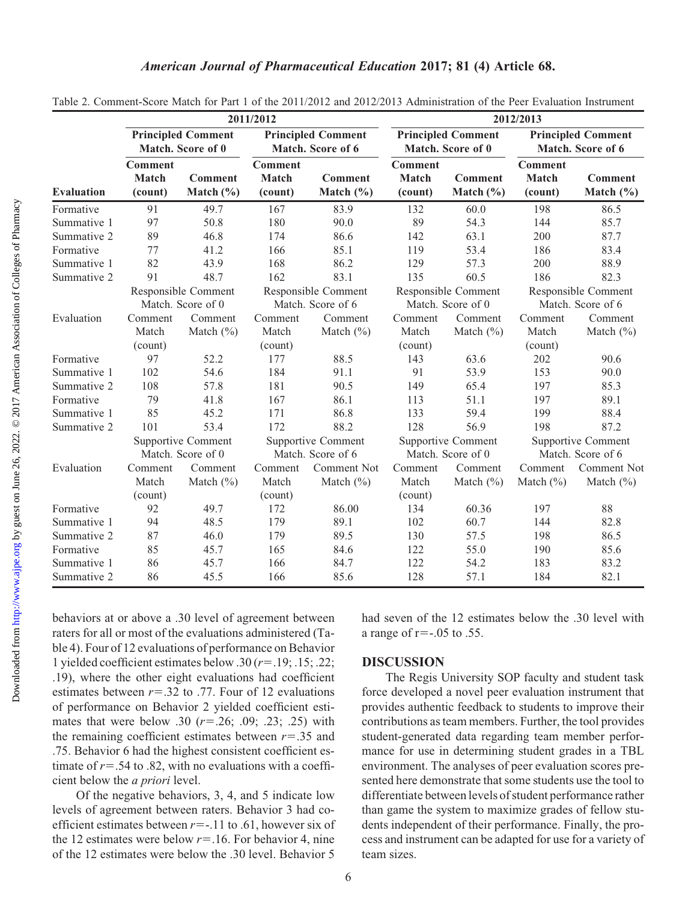Table 2. Comment-Score Match for Part 1 of the 2011/2012 and 2012/2013 Administration of the Peer Evaluation Instrument

| | 2011/2012 | | | | 2012/2013 | | | |
|---|---|---|---|---|---|---|---|---|
| | Principled Comment Match. Score of 0 | | Principled Comment Match. Score of 6 | | Principled Comment Match. Score of 0 | | Principled Comment Match. Score of 6 | |
| Evaluation | Comment Match (count) | Comment Match (%) | Comment Match (count) | Comment Match (%) | Comment Match (count) | Comment Match (%) | Comment Match (count) | Comment Match (%) |
| Formative | 91 | 49.7 | 167 | 83.9 | 132 | 60.0 | 198 | 86.5 |
| Summative 1 | 97 | 50.8 | 180 | 90.0 | 89 | 54.3 | 144 | 85.7 |
| Summative 2 | 89 | 46.8 | 174 | 86.6 | 142 | 63.1 | 200 | 87.7 |
| Formative | 77 | 41.2 | 166 | 85.1 | 119 | 53.4 | 186 | 83.4 |
| Summative 1 | 82 | 43.9 | 168 | 86.2 | 129 | 57.3 | 200 | 88.9 |
| Summative 2 | 91 | 48.7 | 162 | 83.1 | 135 | 60.5 | 186 | 82.3 |
| | Responsible Comment Match. Score of 0 | | Responsible Comment Match. Score of 6 | | Responsible Comment Match. Score of 0 | | Responsible Comment Match. Score of 6 | |
| Evaluation | Comment Match (count) | Comment Match (%) | Comment Match (count) | Comment Match (%) | Comment Match (count) | Comment Match (%) | Comment Match (count) | Comment Match (%) |
| Formative | 97 | 52.2 | 177 | 88.5 | 143 | 63.6 | 202 | 90.6 |
| Summative 1 | 102 | 54.6 | 184 | 91.1 | 91 | 53.9 | 153 | 90.0 |
| Summative 2 | 108 | 57.8 | 181 | 90.5 | 149 | 65.4 | 197 | 85.3 |
| Formative | 79 | 41.8 | 167 | 86.1 | 113 | 51.1 | 197 | 89.1 |
| Summative 1 | 85 | 45.2 | 171 | 86.8 | 133 | 59.4 | 199 | 88.4 |
| Summative 2 | 101 | 53.4 | 172 | 88.2 | 128 | 56.9 | 198 | 87.2 |
| | Supportive Comment Match. Score of 0 | | Supportive Comment Match. Score of 6 | | Supportive Comment Match. Score of 0 | | Supportive Comment Match. Score of 6 | |
| Evaluation | Comment Match (count) | Comment Match (%) | Comment Match (count) | Comment Not Match (%) | Comment Match (count) | Comment Match (%) | Comment Match (%) | Comment Not Match (%) |
| Formative | 92 | 49.7 | 172 | 86.00 | 134 | 60.36 | 197 | 88 |
| Summative 1 | 94 | 48.5 | 179 | 89.1 | 102 | 60.7 | 144 | 82.8 |
| Summative 2 | 87 | 46.0 | 179 | 89.5 | 130 | 57.5 | 198 | 86.5 |
| Formative | 85 | 45.7 | 165 | 84.6 | 122 | 55.0 | 190 | 85.6 |
| Summative 1 | 86 | 45.7 | 166 | 84.7 | 122 | 54.2 | 183 | 83.2 |
| Summative 2 | 86 | 45.5 | 166 | 85.6 | 128 | 57.1 | 184 | 82.1 |

behaviors at or above a .30 level of agreement between raters for all or most of the evaluations administered (Table 4). Four of 12 evaluations of performance on Behavior 1 yielded coefficient estimates below .30 ($r$=.19; .15; .22; .19), where the other eight evaluations had coefficient estimates between $r$=.32 to .77. Four of 12 evaluations of performance on Behavior 2 yielded coefficient estimates that were below .30 ($r$=.26; .09; .23; .25) with the remaining coefficient estimates between $r$=.35 and .75. Behavior 6 had the highest consistent coefficient estimate of $r$=.54 to .82, with no evaluations with a coefficient below the *a priori* level.

Of the negative behaviors, 3, 4, and 5 indicate low levels of agreement between raters. Behavior 3 had coefficient estimates between $r$=-.11 to .61, however six of the 12 estimates were below $r$=.16. For behavior 4, nine of the 12 estimates were below the .30 level. Behavior 5 had seven of the 12 estimates below the .30 level with a range of r=-.05 to .55.

## DISCUSSION

The Regis University SOP faculty and student task force developed a novel peer evaluation instrument that provides authentic feedback to students to improve their contributions as team members. Further, the tool provides student-generated data regarding team member performance for use in determining student grades in a TBL environment. The analyses of peer evaluation scores presented here demonstrate that some students use the tool to differentiate between levels of student performance rather than game the system to maximize grades of fellow students independent of their performance. Finally, the process and instrument can be adapted for use for a variety of team sizes.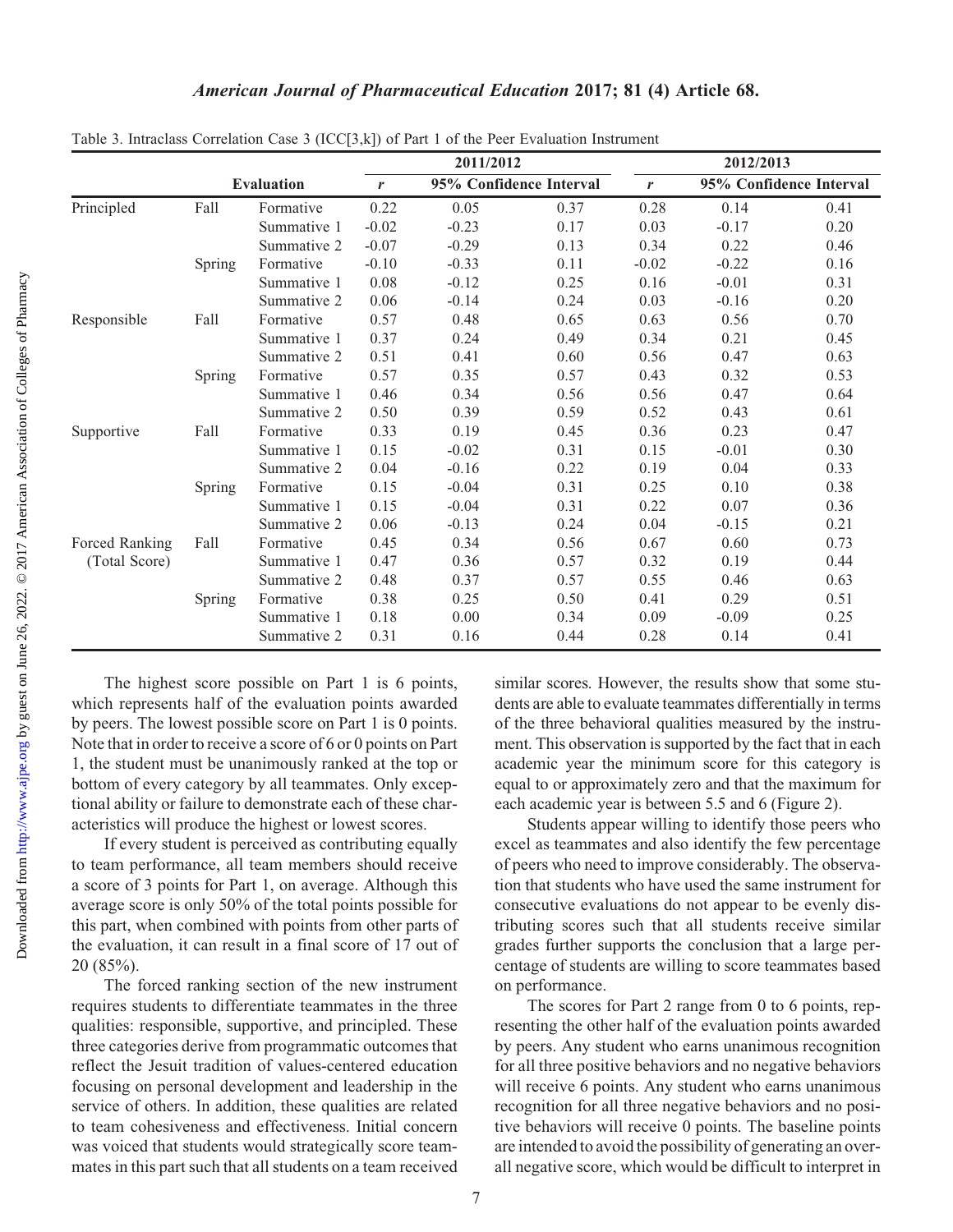Table 3. Intraclass Correlation Case 3 (ICC[3,k]) of Part 1 of the Peer Evaluation Instrument

| Evaluation | | | 2011/2012 | | | 2012/2013 | | |
|---|---|---|---|---|---|---|---|---|
| | | | *r* | 95% Confidence Interval | | *r* | 95% Confidence Interval | |
| Principled | Fall | Formative | 0.22 | 0.05 | 0.37 | 0.28 | 0.14 | 0.41 |
| | | Summative 1 | -0.02 | -0.23 | 0.17 | 0.03 | -0.17 | 0.20 |
| | | Summative 2 | -0.07 | -0.29 | 0.13 | 0.34 | 0.22 | 0.46 |
| | Spring | Formative | -0.10 | -0.33 | 0.11 | -0.02 | -0.22 | 0.16 |
| | | Summative 1 | 0.08 | -0.12 | 0.25 | 0.16 | -0.01 | 0.31 |
| | | Summative 2 | 0.06 | -0.14 | 0.24 | 0.03 | -0.16 | 0.20 |
| Responsible | Fall | Formative | 0.57 | 0.48 | 0.65 | 0.63 | 0.56 | 0.70 |
| | | Summative 1 | 0.37 | 0.24 | 0.49 | 0.34 | 0.21 | 0.45 |
| | | Summative 2 | 0.51 | 0.41 | 0.60 | 0.56 | 0.47 | 0.63 |
| | Spring | Formative | 0.57 | 0.35 | 0.57 | 0.43 | 0.32 | 0.53 |
| | | Summative 1 | 0.46 | 0.34 | 0.56 | 0.56 | 0.47 | 0.64 |
| | | Summative 2 | 0.50 | 0.39 | 0.59 | 0.52 | 0.43 | 0.61 |
| Supportive | Fall | Formative | 0.33 | 0.19 | 0.45 | 0.36 | 0.23 | 0.47 |
| | | Summative 1 | 0.15 | -0.02 | 0.31 | 0.15 | -0.01 | 0.30 |
| | | Summative 2 | 0.04 | -0.16 | 0.22 | 0.19 | 0.04 | 0.33 |
| | Spring | Formative | 0.15 | -0.04 | 0.31 | 0.25 | 0.10 | 0.38 |
| | | Summative 1 | 0.15 | -0.04 | 0.31 | 0.22 | 0.07 | 0.36 |
| | | Summative 2 | 0.06 | -0.13 | 0.24 | 0.04 | -0.15 | 0.21 |
| Forced Ranking (Total Score) | Fall | Formative | 0.45 | 0.34 | 0.56 | 0.67 | 0.60 | 0.73 |
| | | Summative 1 | 0.47 | 0.36 | 0.57 | 0.32 | 0.19 | 0.44 |
| | | Summative 2 | 0.48 | 0.37 | 0.57 | 0.55 | 0.46 | 0.63 |
| | Spring | Formative | 0.38 | 0.25 | 0.50 | 0.41 | 0.29 | 0.51 |
| | | Summative 1 | 0.18 | 0.00 | 0.34 | 0.09 | -0.09 | 0.25 |
| | | Summative 2 | 0.31 | 0.16 | 0.44 | 0.28 | 0.14 | 0.41 |

The highest score possible on Part 1 is 6 points, which represents half of the evaluation points awarded by peers. The lowest possible score on Part 1 is 0 points. Note that in order to receive a score of 6 or 0 points on Part 1, the student must be unanimously ranked at the top or bottom of every category by all teammates. Only exceptional ability or failure to demonstrate each of these characteristics will produce the highest or lowest scores.

If every student is perceived as contributing equally to team performance, all team members should receive a score of 3 points for Part 1, on average. Although this average score is only 50% of the total points possible for this part, when combined with points from other parts of the evaluation, it can result in a final score of 17 out of 20 (85%).

The forced ranking section of the new instrument requires students to differentiate teammates in the three qualities: responsible, supportive, and principled. These three categories derive from programmatic outcomes that reflect the Jesuit tradition of values-centered education focusing on personal development and leadership in the service of others. In addition, these qualities are related to team cohesiveness and effectiveness. Initial concern was voiced that students would strategically score teammates in this part such that all students on a team received similar scores. However, the results show that some students are able to evaluate teammates differentially in terms of the three behavioral qualities measured by the instrument. This observation is supported by the fact that in each academic year the minimum score for this category is equal to or approximately zero and that the maximum for each academic year is between 5.5 and 6 (Figure 2).

Students appear willing to identify those peers who excel as teammates and also identify the few percentage of peers who need to improve considerably. The observation that students who have used the same instrument for consecutive evaluations do not appear to be evenly distributing scores such that all students receive similar grades further supports the conclusion that a large percentage of students are willing to score teammates based on performance.

The scores for Part 2 range from 0 to 6 points, representing the other half of the evaluation points awarded by peers. Any student who earns unanimous recognition for all three positive behaviors and no negative behaviors will receive 6 points. Any student who earns unanimous recognition for all three negative behaviors and no positive behaviors will receive 0 points. The baseline points are intended to avoid the possibility of generating an overall negative score, which would be difficult to interpret in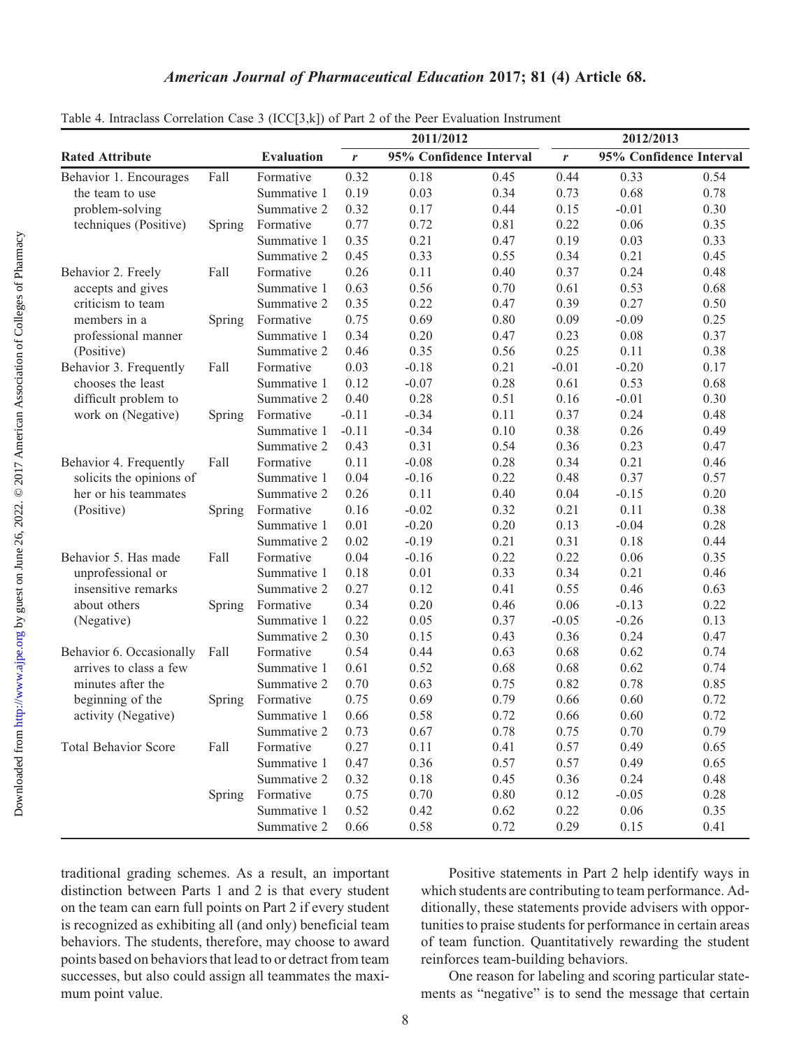Table 4. Intraclass Correlation Case 3 (ICC[3,k]) of Part 2 of the Peer Evaluation Instrument

| Rated Attribute | | Evaluation | 2011/2012 $r$ | 2011/2012 95% Confidence Interval | | 2012/2013 $r$ | 2012/2013 95% Confidence Interval | |
|---|---|---|---|---|---|---|---|---|
| Behavior 1. Encourages the team to use problem-solving techniques (Positive) | Fall | Formative | 0.32 | 0.18 | 0.45 | 0.44 | 0.33 | 0.54 |
| | | Summative 1 | 0.19 | 0.03 | 0.34 | 0.73 | 0.68 | 0.78 |
| | | Summative 2 | 0.32 | 0.17 | 0.44 | 0.15 | -0.01 | 0.30 |
| | Spring | Formative | 0.77 | 0.72 | 0.81 | 0.22 | 0.06 | 0.35 |
| | | Summative 1 | 0.35 | 0.21 | 0.47 | 0.19 | 0.03 | 0.33 |
| | | Summative 2 | 0.45 | 0.33 | 0.55 | 0.34 | 0.21 | 0.45 |
| Behavior 2. Freely accepts and gives criticism to team members in a professional manner (Positive) | Fall | Formative | 0.26 | 0.11 | 0.40 | 0.37 | 0.24 | 0.48 |
| | | Summative 1 | 0.63 | 0.56 | 0.70 | 0.61 | 0.53 | 0.68 |
| | | Summative 2 | 0.35 | 0.22 | 0.47 | 0.39 | 0.27 | 0.50 |
| | Spring | Formative | 0.75 | 0.69 | 0.80 | 0.09 | -0.09 | 0.25 |
| | | Summative 1 | 0.34 | 0.20 | 0.47 | 0.23 | 0.08 | 0.37 |
| | | Summative 2 | 0.46 | 0.35 | 0.56 | 0.25 | 0.11 | 0.38 |
| Behavior 3. Frequently chooses the least difficult problem to work on (Negative) | Fall | Formative | 0.03 | -0.18 | 0.21 | -0.01 | -0.20 | 0.17 |
| | | Summative 1 | 0.12 | -0.07 | 0.28 | 0.61 | 0.53 | 0.68 |
| | | Summative 2 | 0.40 | 0.28 | 0.51 | 0.16 | -0.01 | 0.30 |
| | Spring | Formative | -0.11 | -0.34 | 0.11 | 0.37 | 0.24 | 0.48 |
| | | Summative 1 | -0.11 | -0.34 | 0.10 | 0.38 | 0.26 | 0.49 |
| | | Summative 2 | 0.43 | 0.31 | 0.54 | 0.36 | 0.23 | 0.47 |
| Behavior 4. Frequently solicits the opinions of her or his teammates (Positive) | Fall | Formative | 0.11 | -0.08 | 0.28 | 0.34 | 0.21 | 0.46 |
| | | Summative 1 | 0.04 | -0.16 | 0.22 | 0.48 | 0.37 | 0.57 |
| | | Summative 2 | 0.26 | 0.11 | 0.40 | 0.04 | -0.15 | 0.20 |
| | Spring | Formative | 0.16 | -0.02 | 0.32 | 0.21 | 0.11 | 0.38 |
| | | Summative 1 | 0.01 | -0.20 | 0.20 | 0.13 | -0.04 | 0.28 |
| | | Summative 2 | 0.02 | -0.19 | 0.21 | 0.31 | 0.18 | 0.44 |
| Behavior 5. Has made unprofessional or insensitive remarks about others (Negative) | Fall | Formative | 0.04 | -0.16 | 0.22 | 0.22 | 0.06 | 0.35 |
| | | Summative 1 | 0.18 | 0.01 | 0.33 | 0.34 | 0.21 | 0.46 |
| | | Summative 2 | 0.27 | 0.12 | 0.41 | 0.55 | 0.46 | 0.63 |
| | Spring | Formative | 0.34 | 0.20 | 0.46 | 0.06 | -0.13 | 0.22 |
| | | Summative 1 | 0.22 | 0.05 | 0.37 | -0.05 | -0.26 | 0.13 |
| | | Summative 2 | 0.30 | 0.15 | 0.43 | 0.36 | 0.24 | 0.47 |
| Behavior 6. Occasionally arrives to class a few minutes after the beginning of the activity (Negative) | Fall | Formative | 0.54 | 0.44 | 0.63 | 0.68 | 0.62 | 0.74 |
| | | Summative 1 | 0.61 | 0.52 | 0.68 | 0.68 | 0.62 | 0.74 |
| | | Summative 2 | 0.70 | 0.63 | 0.75 | 0.82 | 0.78 | 0.85 |
| | Spring | Formative | 0.75 | 0.69 | 0.79 | 0.66 | 0.60 | 0.72 |
| | | Summative 1 | 0.66 | 0.58 | 0.72 | 0.66 | 0.60 | 0.72 |
| | | Summative 2 | 0.73 | 0.67 | 0.78 | 0.75 | 0.70 | 0.79 |
| Total Behavior Score | Fall | Formative | 0.27 | 0.11 | 0.41 | 0.57 | 0.49 | 0.65 |
| | | Summative 1 | 0.47 | 0.36 | 0.57 | 0.57 | 0.49 | 0.65 |
| | | Summative 2 | 0.32 | 0.18 | 0.45 | 0.36 | 0.24 | 0.48 |
| | Spring | Formative | 0.75 | 0.70 | 0.80 | 0.12 | -0.05 | 0.28 |
| | | Summative 1 | 0.52 | 0.42 | 0.62 | 0.22 | 0.06 | 0.35 |
| | | Summative 2 | 0.66 | 0.58 | 0.72 | 0.29 | 0.15 | 0.41 |

traditional grading schemes. As a result, an important distinction between Parts 1 and 2 is that every student on the team can earn full points on Part 2 if every student is recognized as exhibiting all (and only) beneficial team behaviors. The students, therefore, may choose to award points based on behaviors that lead to or detract from team successes, but also could assign all teammates the maximum point value.

Positive statements in Part 2 help identify ways in which students are contributing to team performance. Additionally, these statements provide advisers with opportunities to praise students for performance in certain areas of team function. Quantitatively rewarding the student reinforces team-building behaviors.

One reason for labeling and scoring particular statements as "negative" is to send the message that certain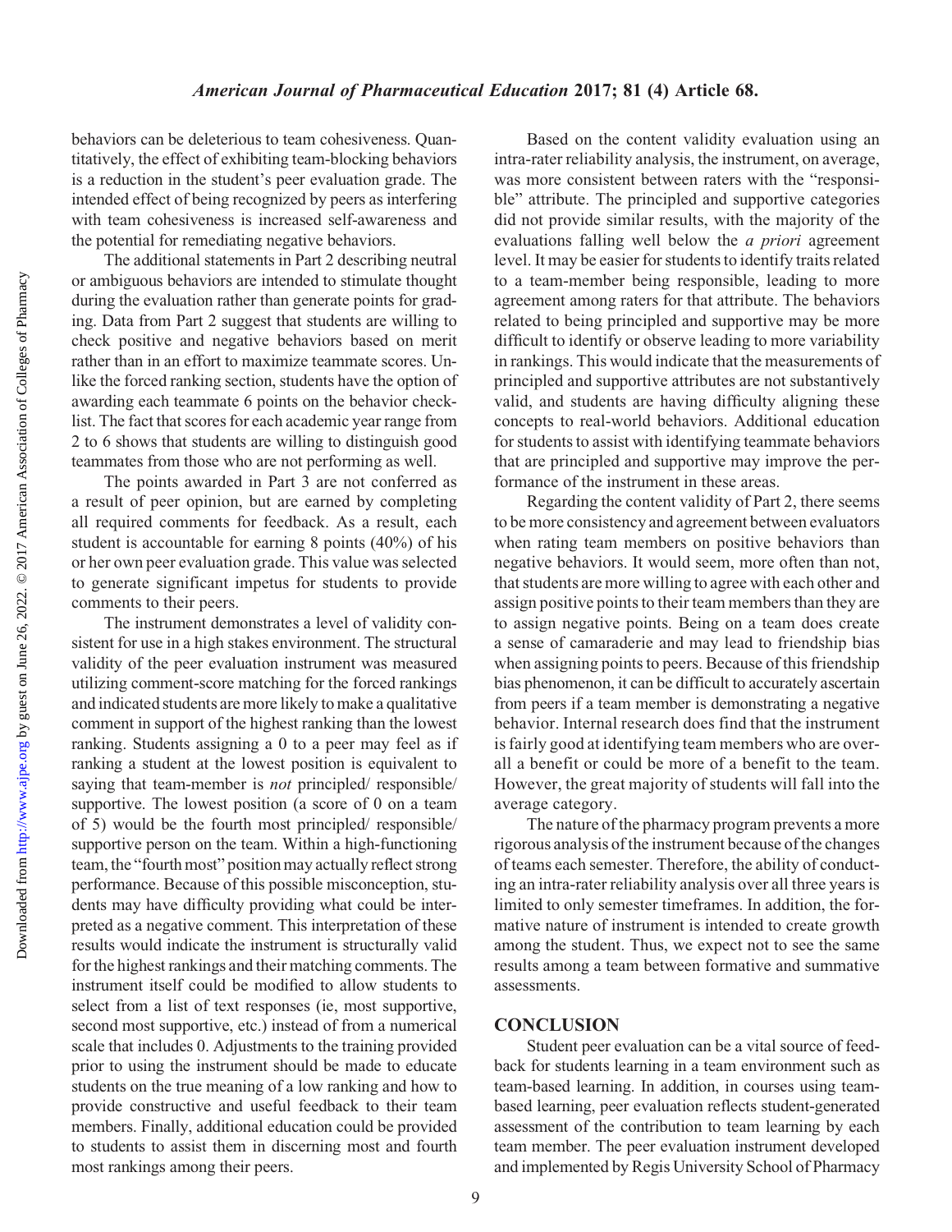behaviors can be deleterious to team cohesiveness. Quantitatively, the effect of exhibiting team-blocking behaviors is a reduction in the student's peer evaluation grade. The intended effect of being recognized by peers as interfering with team cohesiveness is increased self-awareness and the potential for remediating negative behaviors.

The additional statements in Part 2 describing neutral or ambiguous behaviors are intended to stimulate thought during the evaluation rather than generate points for grading. Data from Part 2 suggest that students are willing to check positive and negative behaviors based on merit rather than in an effort to maximize teammate scores. Unlike the forced ranking section, students have the option of awarding each teammate 6 points on the behavior checklist. The fact that scores for each academic year range from 2 to 6 shows that students are willing to distinguish good teammates from those who are not performing as well.

The points awarded in Part 3 are not conferred as a result of peer opinion, but are earned by completing all required comments for feedback. As a result, each student is accountable for earning 8 points (40%) of his or her own peer evaluation grade. This value was selected to generate significant impetus for students to provide comments to their peers.

The instrument demonstrates a level of validity consistent for use in a high stakes environment. The structural validity of the peer evaluation instrument was measured utilizing comment-score matching for the forced rankings and indicated students are more likely to make a qualitative comment in support of the highest ranking than the lowest ranking. Students assigning a 0 to a peer may feel as if ranking a student at the lowest position is equivalent to saying that team-member is *not* principled/ responsible/ supportive. The lowest position (a score of 0 on a team of 5) would be the fourth most principled/ responsible/ supportive person on the team. Within a high-functioning team, the "fourth most" position may actually reflect strong performance. Because of this possible misconception, students may have difficulty providing what could be interpreted as a negative comment. This interpretation of these results would indicate the instrument is structurally valid for the highest rankings and their matching comments. The instrument itself could be modified to allow students to select from a list of text responses (ie, most supportive, second most supportive, etc.) instead of from a numerical scale that includes 0. Adjustments to the training provided prior to using the instrument should be made to educate students on the true meaning of a low ranking and how to provide constructive and useful feedback to their team members. Finally, additional education could be provided to students to assist them in discerning most and fourth most rankings among their peers.

Based on the content validity evaluation using an intra-rater reliability analysis, the instrument, on average, was more consistent between raters with the "responsible" attribute. The principled and supportive categories did not provide similar results, with the majority of the evaluations falling well below the *a priori* agreement level. It may be easier for students to identify traits related to a team-member being responsible, leading to more agreement among raters for that attribute. The behaviors related to being principled and supportive may be more difficult to identify or observe leading to more variability in rankings. This would indicate that the measurements of principled and supportive attributes are not substantively valid, and students are having difficulty aligning these concepts to real-world behaviors. Additional education for students to assist with identifying teammate behaviors that are principled and supportive may improve the performance of the instrument in these areas.

Regarding the content validity of Part 2, there seems to be more consistency and agreement between evaluators when rating team members on positive behaviors than negative behaviors. It would seem, more often than not, that students are more willing to agree with each other and assign positive points to their team members than they are to assign negative points. Being on a team does create a sense of camaraderie and may lead to friendship bias when assigning points to peers. Because of this friendship bias phenomenon, it can be difficult to accurately ascertain from peers if a team member is demonstrating a negative behavior. Internal research does find that the instrument is fairly good at identifying team members who are overall a benefit or could be more of a benefit to the team. However, the great majority of students will fall into the average category.

The nature of the pharmacy program prevents a more rigorous analysis of the instrument because of the changes of teams each semester. Therefore, the ability of conducting an intra-rater reliability analysis over all three years is limited to only semester timeframes. In addition, the formative nature of instrument is intended to create growth among the student. Thus, we expect not to see the same results among a team between formative and summative assessments.

## CONCLUSION

Student peer evaluation can be a vital source of feedback for students learning in a team environment such as team-based learning. In addition, in courses using team-based learning, peer evaluation reflects student-generated assessment of the contribution to team learning by each team member. The peer evaluation instrument developed and implemented by Regis University School of Pharmacy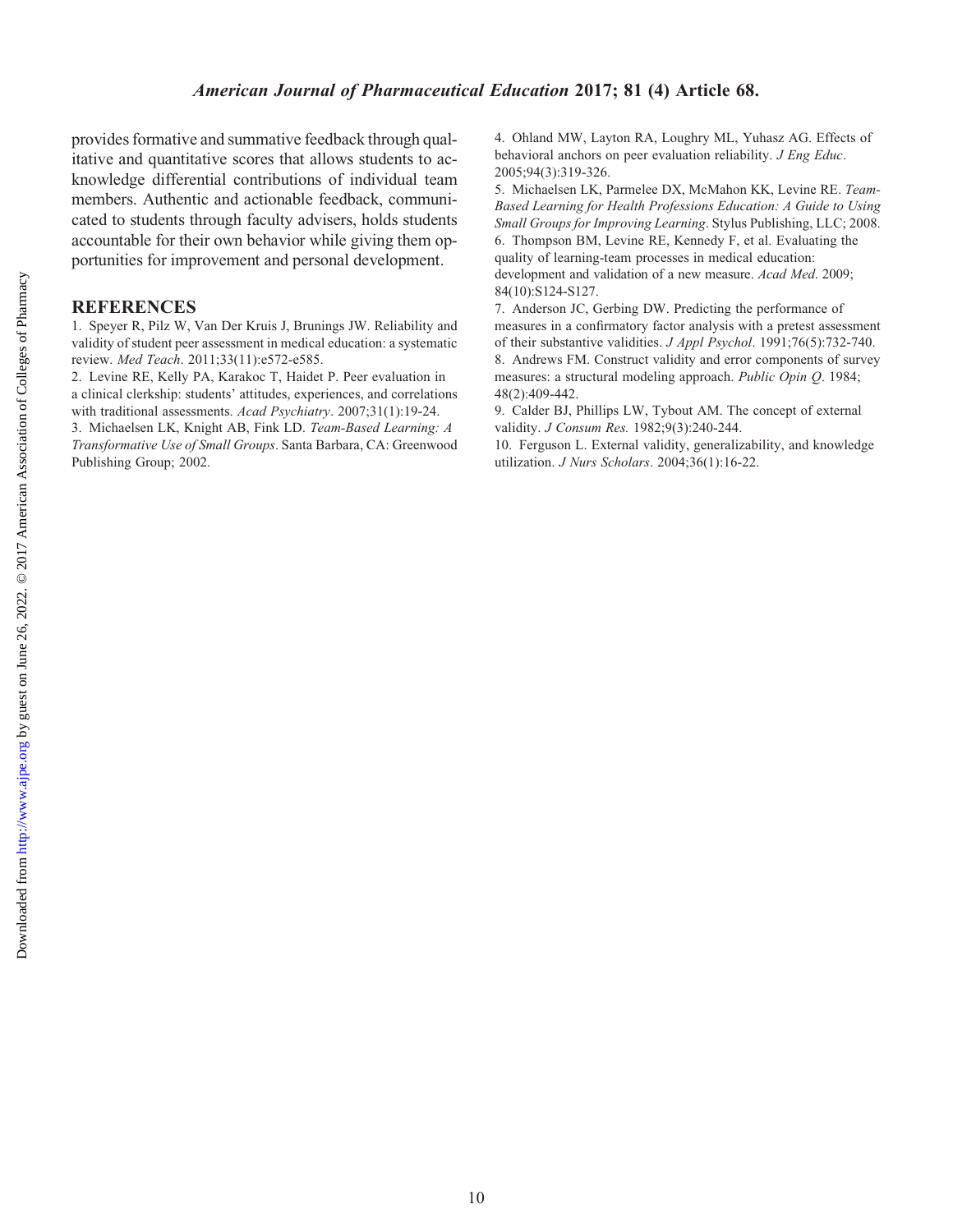provides formative and summative feedback through qualitative and quantitative scores that allows students to acknowledge differential contributions of individual team members. Authentic and actionable feedback, communicated to students through faculty advisers, holds students accountable for their own behavior while giving them opportunities for improvement and personal development.

## REFERENCES

1. Speyer R, Pilz W, Van Der Kruis J, Brunings JW. Reliability and validity of student peer assessment in medical education: a systematic review. *Med Teach*. 2011;33(11):e572-e585.
2. Levine RE, Kelly PA, Karakoc T, Haidet P. Peer evaluation in a clinical clerkship: students' attitudes, experiences, and correlations with traditional assessments. *Acad Psychiatry*. 2007;31(1):19-24.
3. Michaelsen LK, Knight AB, Fink LD. *Team-Based Learning: A Transformative Use of Small Groups*. Santa Barbara, CA: Greenwood Publishing Group; 2002.
4. Ohland MW, Layton RA, Loughry ML, Yuhasz AG. Effects of behavioral anchors on peer evaluation reliability. *J Eng Educ*. 2005;94(3):319-326.
5. Michaelsen LK, Parmelee DX, McMahon KK, Levine RE. *Team-Based Learning for Health Professions Education: A Guide to Using Small Groups for Improving Learning*. Stylus Publishing, LLC; 2008.
6. Thompson BM, Levine RE, Kennedy F, et al. Evaluating the quality of learning-team processes in medical education: development and validation of a new measure. *Acad Med*. 2009; 84(10):S124-S127.
7. Anderson JC, Gerbing DW. Predicting the performance of measures in a confirmatory factor analysis with a pretest assessment of their substantive validities. *J Appl Psychol*. 1991;76(5):732-740.
8. Andrews FM. Construct validity and error components of survey measures: a structural modeling approach. *Public Opin Q*. 1984; 48(2):409-442.
9. Calder BJ, Phillips LW, Tybout AM. The concept of external validity. *J Consum Res.* 1982;9(3):240-244.
10. Ferguson L. External validity, generalizability, and knowledge utilization. *J Nurs Scholars*. 2004;36(1):16-22.